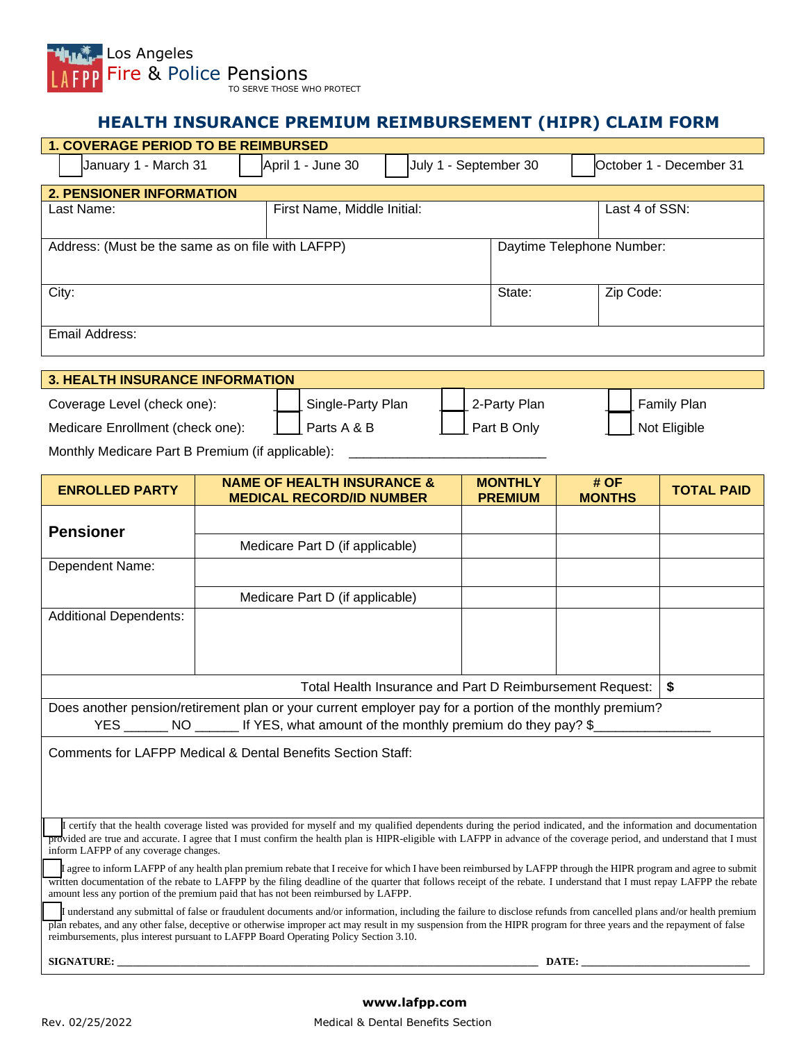Los Angeles
Fire & Police Pensions
TO SERVE THOSE WHO PROTECT

# HEALTH INSURANCE PREMIUM REIMBURSEMENT (HIPR) CLAIM FORM

## 1. COVERAGE PERIOD TO BE REIMBURSED

☐ January 1 - March 31 ☐ April 1 - June 30 ☐ July 1 - September 30 ☐ October 1 - December 31

## 2. PENSIONER INFORMATION

| Last Name: | First Name, Middle Initial: | Last 4 of SSN: |
|---|---|---|
| | | |

| Address: (Must be the same as on file with LAFPP) | Daytime Telephone Number: |
|---|---|
| | |

| City: | State: | Zip Code: |
|---|---|---|
| | | |

Email Address:

## 3. HEALTH INSURANCE INFORMATION

Coverage Level (check one): ☐ Single-Party Plan ☐ 2-Party Plan ☐ Family Plan

Medicare Enrollment (check one): ☐ Parts A & B ☐ Part B Only ☐ Not Eligible

Monthly Medicare Part B Premium (if applicable): ___________________________

| ENROLLED PARTY | NAME OF HEALTH INSURANCE & MEDICAL RECORD/ID NUMBER | MONTHLY PREMIUM | # OF MONTHS | TOTAL PAID |
|---|---|---|---|---|
| **Pensioner** | | | | |
| | Medicare Part D (if applicable) | | | |
| Dependent Name: | | | | |
| | Medicare Part D (if applicable) | | | |
| Additional Dependents: | | | | |
| | | | Total Health Insurance and Part D Reimbursement Request: | $ |

Does another pension/retirement plan or your current employer pay for a portion of the monthly premium?
YES ______ NO ______ If YES, what amount of the monthly premium do they pay? $_______________

Comments for LAFPP Medical & Dental Benefits Section Staff:

☐ I certify that the health coverage listed was provided for myself and my qualified dependents during the period indicated, and the information and documentation provided are true and accurate. I agree that I must confirm the health plan is HIPR-eligible with LAFPP in advance of the coverage period, and understand that I must inform LAFPP of any coverage changes.

☐ I agree to inform LAFPP of any health plan premium rebate that I receive for which I have been reimbursed by LAFPP through the HIPR program and agree to submit written documentation of the rebate to LAFPP by the filing deadline of the quarter that follows receipt of the rebate. I understand that I must repay LAFPP the rebate amount less any portion of the premium paid that has not been reimbursed by LAFPP.

☐ I understand any submittal of false or fraudulent documents and/or information, including the failure to disclose refunds from cancelled plans and/or health premium plan rebates, and any other false, deceptive or otherwise improper act may result in my suspension from the HIPR program for three years and the repayment of false reimbursements, plus interest pursuant to LAFPP Board Operating Policy Section 3.10.

**SIGNATURE:** ______________________________________________ **DATE:** ____________________

**www.lafpp.com**

Rev. 02/25/2022 Medical & Dental Benefits Section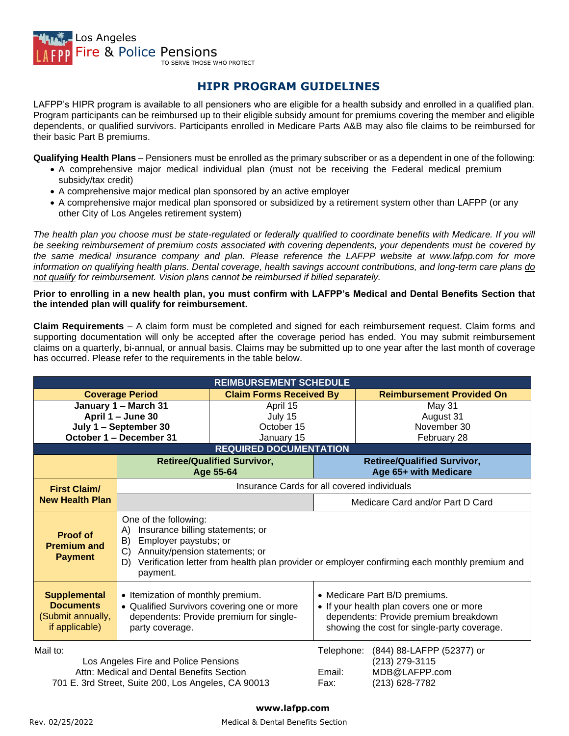Los Angeles Fire & Police Pensions
TO SERVE THOSE WHO PROTECT

# HIPR PROGRAM GUIDELINES

LAFPP's HIPR program is available to all pensioners who are eligible for a health subsidy and enrolled in a qualified plan. Program participants can be reimbursed up to their eligible subsidy amount for premiums covering the member and eligible dependents, or qualified survivors. Participants enrolled in Medicare Parts A&B may also file claims to be reimbursed for their basic Part B premiums.

**Qualifying Health Plans** – Pensioners must be enrolled as the primary subscriber or as a dependent in one of the following:

- A comprehensive major medical individual plan (must not be receiving the Federal medical premium subsidy/tax credit)
- A comprehensive major medical plan sponsored by an active employer
- A comprehensive major medical plan sponsored or subsidized by a retirement system other than LAFPP (or any other City of Los Angeles retirement system)

*The health plan you choose must be state-regulated or federally qualified to coordinate benefits with Medicare. If you will be seeking reimbursement of premium costs associated with covering dependents, your dependents must be covered by the same medical insurance company and plan. Please reference the LAFPP website at www.lafpp.com for more information on qualifying health plans. Dental coverage, health savings account contributions, and long-term care plans <u>do not qualify</u> for reimbursement. Vision plans cannot be reimbursed if billed separately.*

**Prior to enrolling in a new health plan, you must confirm with LAFPP's Medical and Dental Benefits Section that the intended plan will qualify for reimbursement.**

**Claim Requirements** – A claim form must be completed and signed for each reimbursement request. Claim forms and supporting documentation will only be accepted after the coverage period has ended. You may submit reimbursement claims on a quarterly, bi-annual, or annual basis. Claims may be submitted up to one year after the last month of coverage has occurred. Please refer to the requirements in the table below.

**REIMBURSEMENT SCHEDULE**

| Coverage Period | Claim Forms Received By | Reimbursement Provided On |
|---|---|---|
| **January 1 – March 31** | April 15 | May 31 |
| **April 1 – June 30** | July 15 | August 31 |
| **July 1 – September 30** | October 15 | November 30 |
| **October 1 – December 31** | January 15 | February 28 |

**REQUIRED DOCUMENTATION**

| | Retiree/Qualified Survivor, Age 55-64 | Retiree/Qualified Survivor, Age 65+ with Medicare |
|---|---|---|
| **First Claim/ New Health Plan** | Insurance Cards for all covered individuals | Insurance Cards for all covered individuals |
| | | Medicare Card and/or Part D Card |
| **Proof of Premium and Payment** | One of the following: A) Insurance billing statements; or B) Employer paystubs; or C) Annuity/pension statements; or D) Verification letter from health plan provider or employer confirming each monthly premium and payment. | |
| **Supplemental Documents** (Submit annually, if applicable) | • Itemization of monthly premium. • Qualified Survivors covering one or more dependents: Provide premium for single-party coverage. | • Medicare Part B/D premiums. • If your health plan covers one or more dependents: Provide premium breakdown showing the cost for single-party coverage. |

Mail to:

Los Angeles Fire and Police Pensions
Attn: Medical and Dental Benefits Section
701 E. 3rd Street, Suite 200, Los Angeles, CA 90013

Telephone: (844) 88-LAFPP (52377) or (213) 279-3115
Email: MDB@LAFPP.com
Fax: (213) 628-7782

**www.lafpp.com**

Rev. 02/25/2022

Medical & Dental Benefits Section